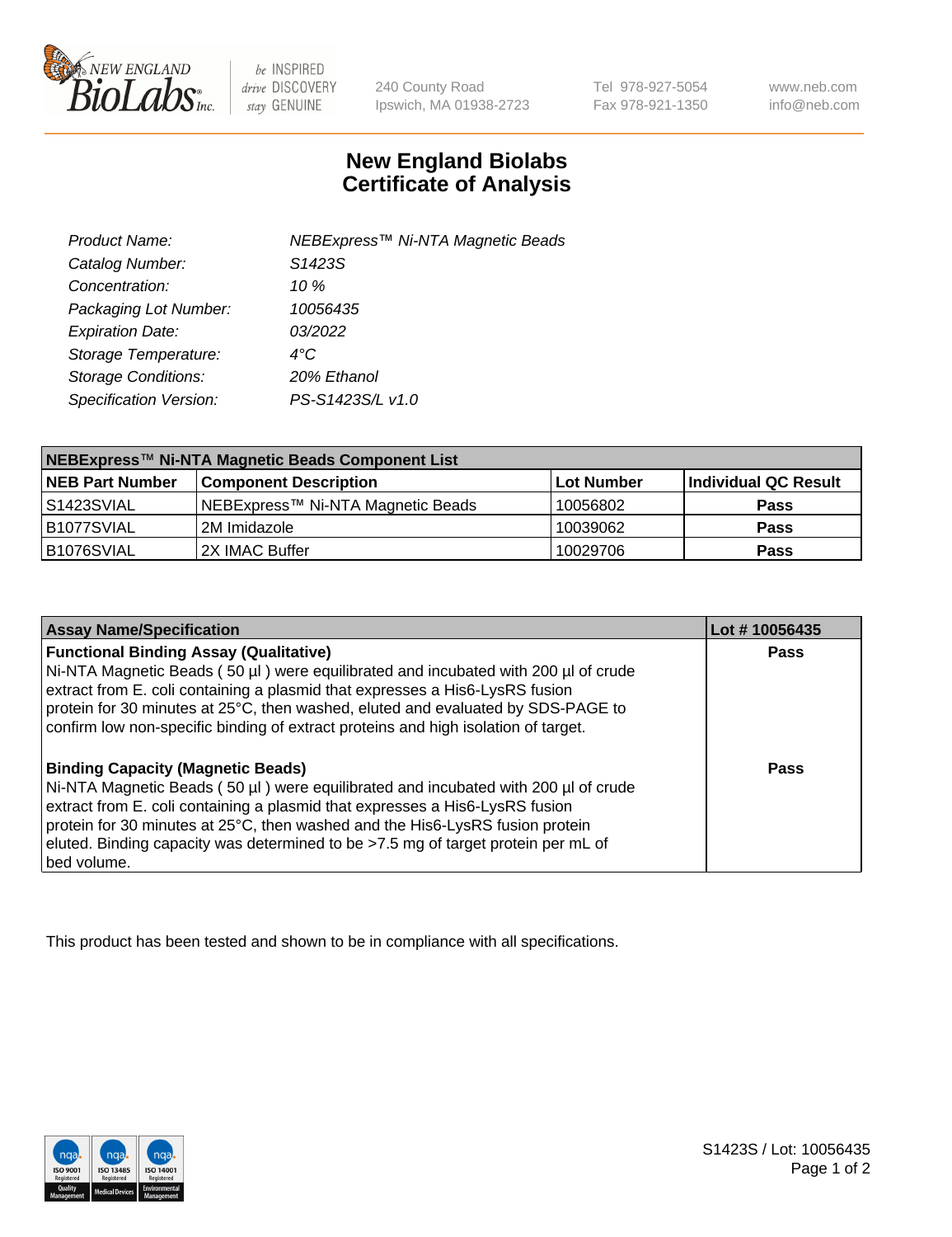# New England Biolabs Certificate of Analysis

| | |
|---|---|
| *Product Name:* | *NEBExpress™ Ni-NTA Magnetic Beads* |
| *Catalog Number:* | *S1423S* |
| *Concentration:* | *10 %* |
| *Packaging Lot Number:* | *10056435* |
| *Expiration Date:* | *03/2022* |
| *Storage Temperature:* | *4°C* |
| *Storage Conditions:* | *20% Ethanol* |
| *Specification Version:* | *PS-S1423S/L v1.0* |

| NEBExpress™ Ni-NTA Magnetic Beads Component List | | | |
|---|---|---|---|
| **NEB Part Number** | **Component Description** | **Lot Number** | **Individual QC Result** |
| S1423SVIAL | NEBExpress™ Ni-NTA Magnetic Beads | 10056802 | **Pass** |
| B1077SVIAL | 2M Imidazole | 10039062 | **Pass** |
| B1076SVIAL | 2X IMAC Buffer | 10029706 | **Pass** |

| Assay Name/Specification | Lot # 10056435 |
|---|---|
| **Functional Binding Assay (Qualitative)** Ni-NTA Magnetic Beads ( 50 µl ) were equilibrated and incubated with 200 µl of crude extract from E. coli containing a plasmid that expresses a His6-LysRS fusion protein for 30 minutes at 25°C, then washed, eluted and evaluated by SDS-PAGE to confirm low non-specific binding of extract proteins and high isolation of target. | **Pass** |
| **Binding Capacity (Magnetic Beads)** Ni-NTA Magnetic Beads ( 50 µl ) were equilibrated and incubated with 200 µl of crude extract from E. coli containing a plasmid that expresses a His6-LysRS fusion protein for 30 minutes at 25°C, then washed and the His6-LysRS fusion protein eluted. Binding capacity was determined to be >7.5 mg of target protein per mL of bed volume. | **Pass** |

This product has been tested and shown to be in compliance with all specifications.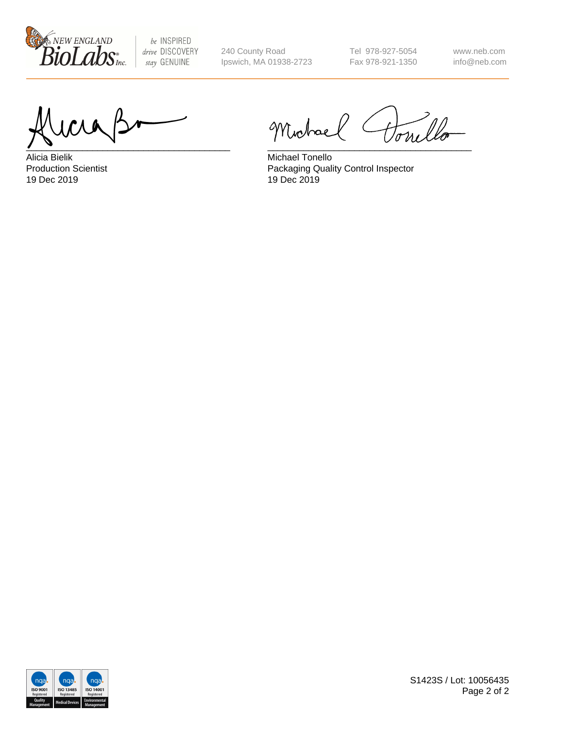Alicia Bielik
Production Scientist
19 Dec 2019

Michael Tonello
Packaging Quality Control Inspector
19 Dec 2019

S1423S / Lot: 10056435